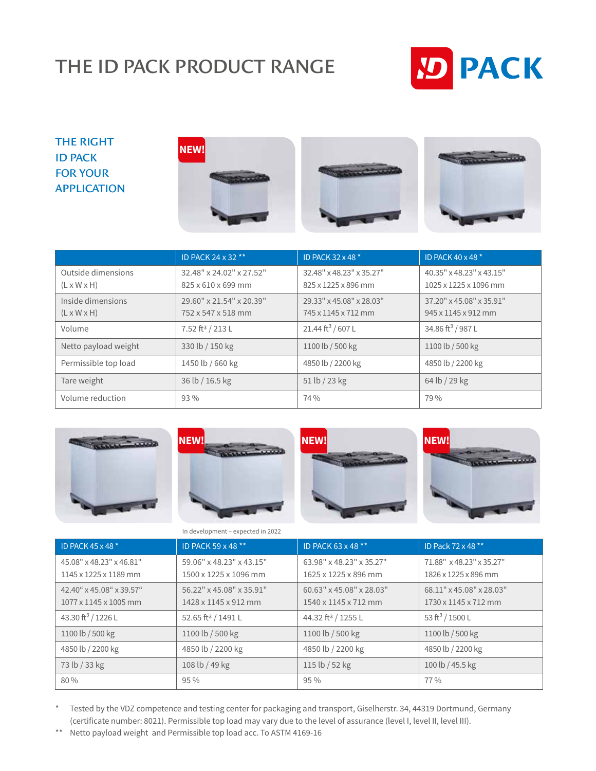# THE ID PACK PRODUCT RANGE

## THE RIGHT ID PACK FOR YOUR APPLICATION

NEW!

| | ID PACK 24 x 32 ** | ID PACK 32 x 48 * | ID PACK 40 x 48 * |
|---|---|---|---|
| Outside dimensions (L x W x H) | 32.48" x 24.02" x 27.52" 825 x 610 x 699 mm | 32.48" x 48.23" x 35.27" 825 x 1225 x 896 mm | 40.35" x 48.23" x 43.15" 1025 x 1225 x 1096 mm |
| Inside dimensions (L x W x H) | 29.60" x 21.54" x 20.39" 752 x 547 x 518 mm | 29.33" x 45.08" x 28.03" 745 x 1145 x 712 mm | 37.20" x 45.08" x 35.91" 945 x 1145 x 912 mm |
| Volume | 7.52 ft³ / 213 L | 21.44 ft³ / 607 L | 34.86 ft³ / 987 L |
| Netto payload weight | 330 lb / 150 kg | 1100 lb / 500 kg | 1100 lb / 500 kg |
| Permissible top load | 1450 lb / 660 kg | 4850 lb / 2200 kg | 4850 lb / 2200 kg |
| Tare weight | 36 lb / 16.5 kg | 51 lb / 23 kg | 64 lb / 29 kg |
| Volume reduction | 93 % | 74 % | 79 % |

NEW! NEW! NEW!

In development – expected in 2022

| ID PACK 45 x 48 * | ID PACK 59 x 48 ** | ID PACK 63 x 48 ** | ID Pack 72 x 48 ** |
|---|---|---|---|
| 45.08" x 48.23" x 46.81" 1145 x 1225 x 1189 mm | 59.06" x 48.23" x 43.15" 1500 x 1225 x 1096 mm | 63.98" x 48.23" x 35.27" 1625 x 1225 x 896 mm | 71.88" x 48.23" x 35.27" 1826 x 1225 x 896 mm |
| 42.40" x 45.08" x 39.57" 1077 x 1145 x 1005 mm | 56.22" x 45.08" x 35.91" 1428 x 1145 x 912 mm | 60.63" x 45.08" x 28.03" 1540 x 1145 x 712 mm | 68.11" x 45.08" x 28.03" 1730 x 1145 x 712 mm |
| 43.30 ft³ / 1226 L | 52.65 ft³ / 1491 L | 44.32 ft³ / 1255 L | 53 ft³ / 1500 L |
| 1100 lb / 500 kg | 1100 lb / 500 kg | 1100 lb / 500 kg | 1100 lb / 500 kg |
| 4850 lb / 2200 kg | 4850 lb / 2200 kg | 4850 lb / 2200 kg | 4850 lb / 2200 kg |
| 73 lb / 33 kg | 108 lb / 49 kg | 115 lb / 52 kg | 100 lb / 45.5 kg |
| 80 % | 95 % | 95 % | 77 % |

\* Tested by the VDZ competence and testing center for packaging and transport, Giselherstr. 34, 44319 Dortmund, Germany (certificate number: 8021). Permissible top load may vary due to the level of assurance (level I, level II, level III).

** Netto payload weight and Permissible top load acc. To ASTM 4169-16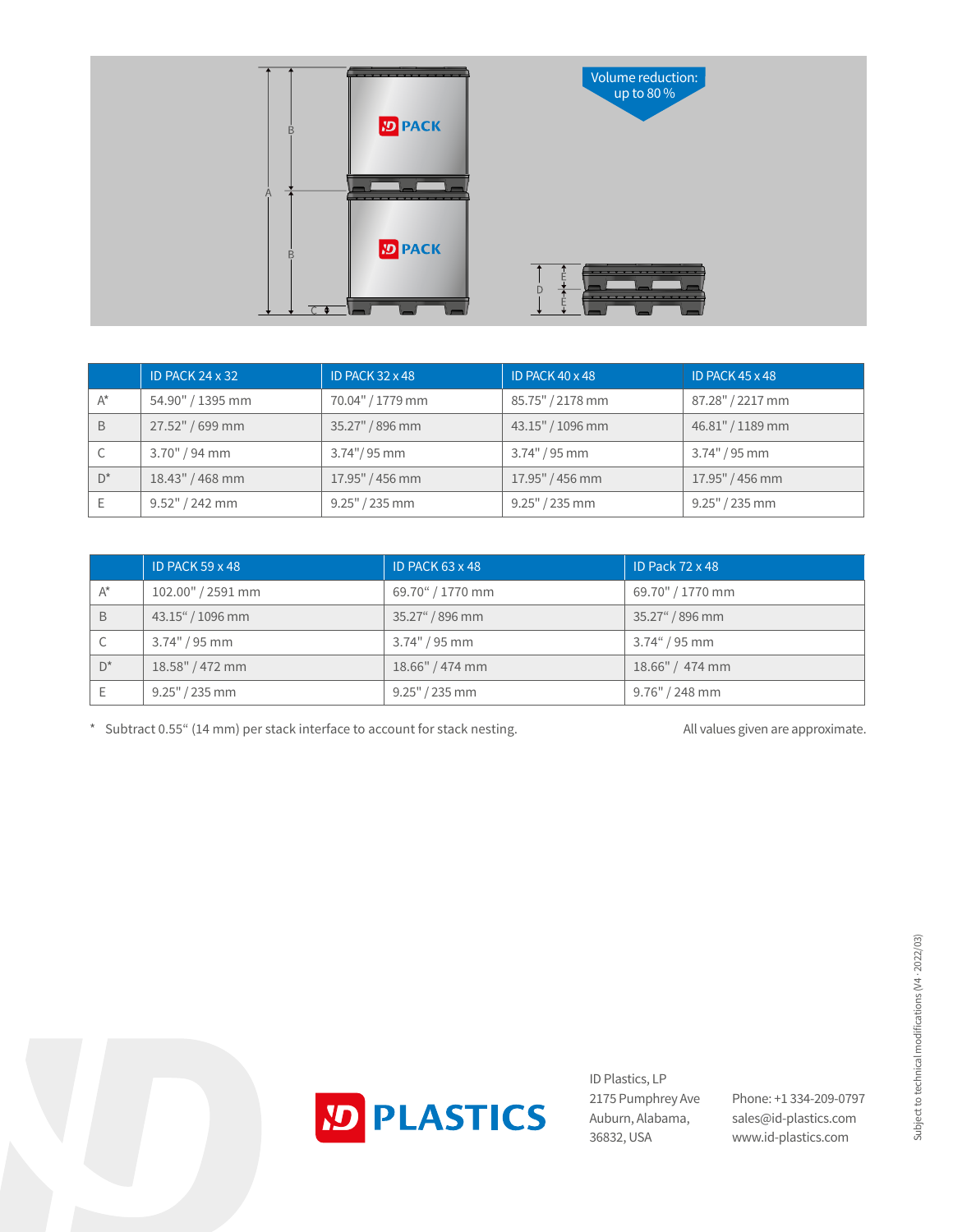Volume reduction: up to 80 %

| | ID PACK 24 x 32 | ID PACK 32 x 48 | ID PACK 40 x 48 | ID PACK 45 x 48 |
|---|---|---|---|---|
| A* | 54.90" / 1395 mm | 70.04" / 1779 mm | 85.75" / 2178 mm | 87.28" / 2217 mm |
| B | 27.52" / 699 mm | 35.27" / 896 mm | 43.15" / 1096 mm | 46.81" / 1189 mm |
| C | 3.70" / 94 mm | 3.74"/ 95 mm | 3.74" / 95 mm | 3.74" / 95 mm |
| D* | 18.43" / 468 mm | 17.95" / 456 mm | 17.95" / 456 mm | 17.95" / 456 mm |
| E | 9.52" / 242 mm | 9.25" / 235 mm | 9.25" / 235 mm | 9.25" / 235 mm |

| | ID PACK 59 x 48 | ID PACK 63 x 48 | ID Pack 72 x 48 |
|---|---|---|---|
| A* | 102.00" / 2591 mm | 69.70“ / 1770 mm | 69.70" / 1770 mm |
| B | 43.15“ / 1096 mm | 35.27“ / 896 mm | 35.27“ / 896 mm |
| C | 3.74" / 95 mm | 3.74" / 95 mm | 3.74“ / 95 mm |
| D* | 18.58" / 472 mm | 18.66" / 474 mm | 18.66" / 474 mm |
| E | 9.25" / 235 mm | 9.25" / 235 mm | 9.76" / 248 mm |

* Subtract 0.55“ (14 mm) per stack interface to account for stack nesting.

All values given are approximate.

ID PLASTICS

ID Plastics, LP
2175 Pumphrey Ave
Auburn, Alabama,
36832, USA

Phone: +1 334-209-0797
sales@id-plastics.com
www.id-plastics.com

Subject to technical modifications (V4 · 2022/03)